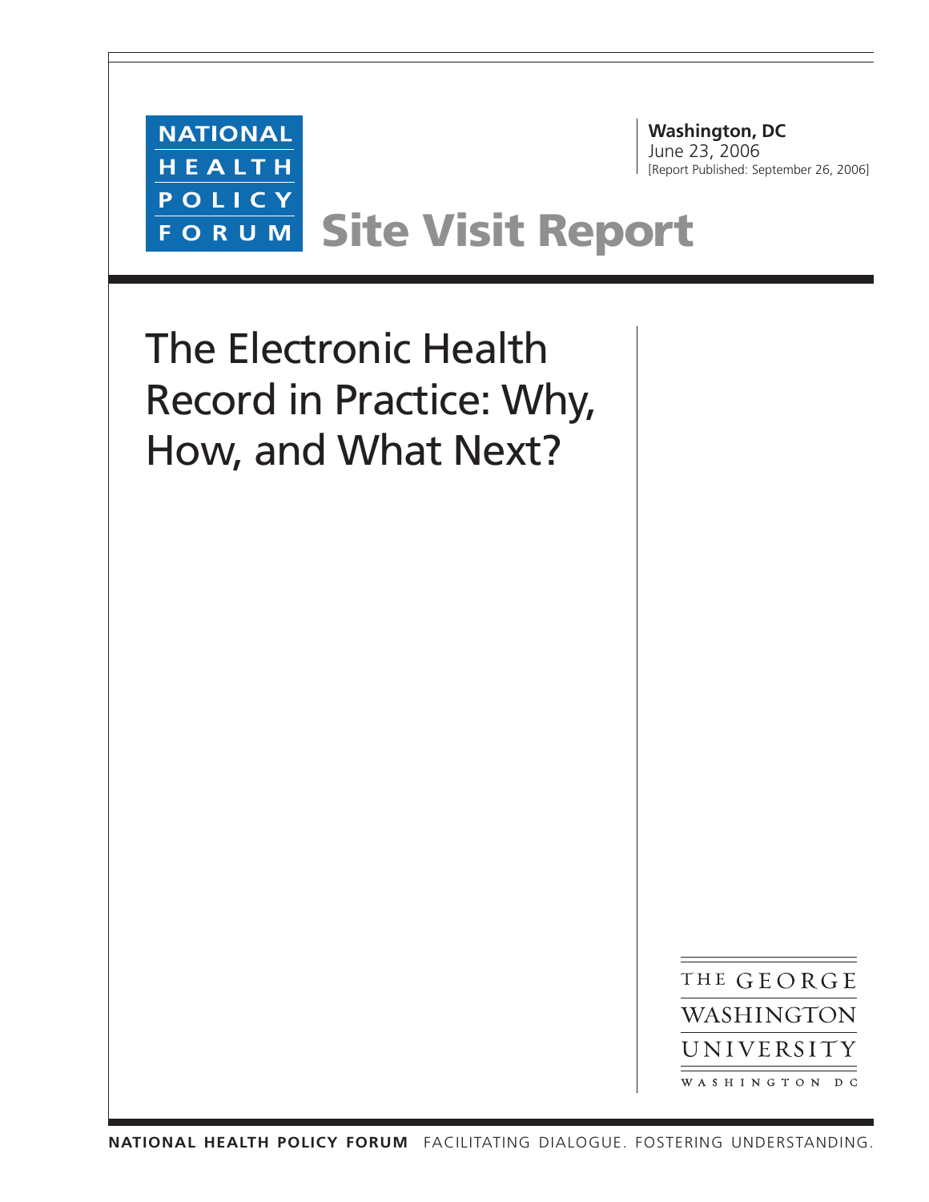NATIONAL HEALTH POLICY FORUM

**Washington, DC**
June 23, 2006
[Report Published: September 26, 2006]

## Site Visit Report

# The Electronic Health Record in Practice: Why, How, and What Next?

THE GEORGE WASHINGTON UNIVERSITY
WASHINGTON DC

**NATIONAL HEALTH POLICY FORUM** FACILITATING DIALOGUE. FOSTERING UNDERSTANDING.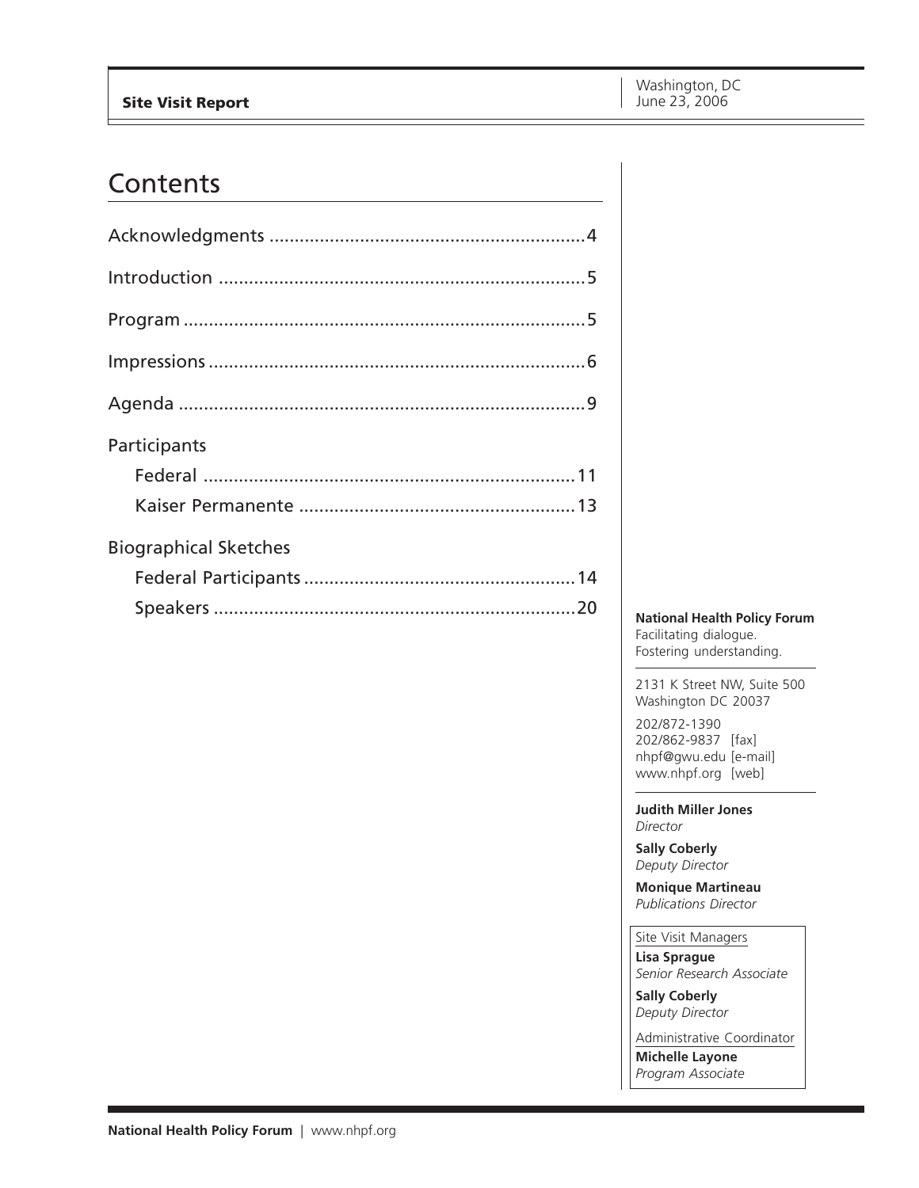**Site Visit Report**

Washington, DC
June 23, 2006

# Contents

Acknowledgments ..... 4

Introduction ..... 5

Program ..... 5

Impressions ..... 6

Agenda ..... 9

Participants

- Federal ..... 11
- Kaiser Permanente ..... 13

Biographical Sketches

- Federal Participants ..... 14
- Speakers ..... 20

**National Health Policy Forum**
Facilitating dialogue.
Fostering understanding.

2131 K Street NW, Suite 500
Washington DC 20037

202/872-1390
202/862-9837 [fax]
nhpf@gwu.edu [e-mail]
www.nhpf.org [web]

**Judith Miller Jones**
*Director*

**Sally Coberly**
*Deputy Director*

**Monique Martineau**
*Publications Director*

Site Visit Managers

**Lisa Sprague**
*Senior Research Associate*

**Sally Coberly**
*Deputy Director*

Administrative Coordinator

**Michelle Layone**
*Program Associate*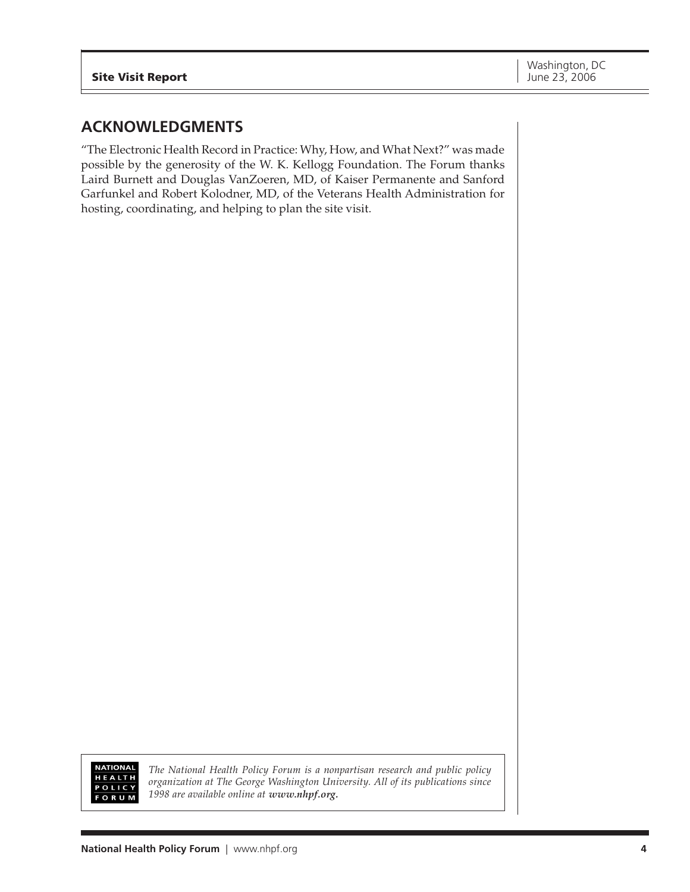## ACKNOWLEDGMENTS

"The Electronic Health Record in Practice: Why, How, and What Next?" was made possible by the generosity of the W. K. Kellogg Foundation. The Forum thanks Laird Burnett and Douglas VanZoeren, MD, of Kaiser Permanente and Sanford Garfunkel and Robert Kolodner, MD, of the Veterans Health Administration for hosting, coordinating, and helping to plan the site visit.

NATIONAL HEALTH POLICY FORUM

*The National Health Policy Forum is a nonpartisan research and public policy organization at The George Washington University. All of its publications since 1998 are available online at **www.nhpf.org.***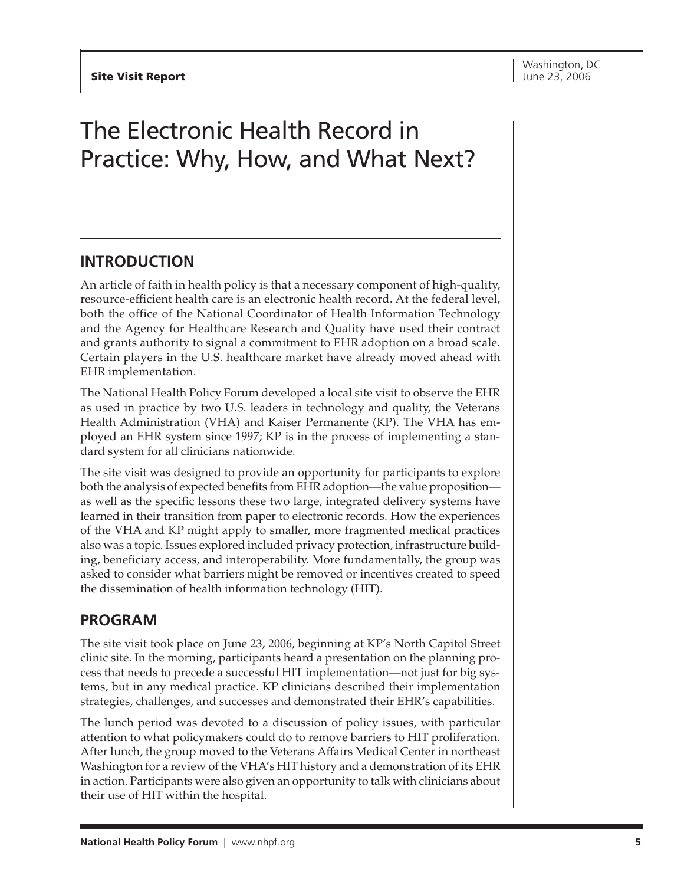# The Electronic Health Record in Practice: Why, How, and What Next?

## INTRODUCTION

An article of faith in health policy is that a necessary component of high-quality, resource-efficient health care is an electronic health record. At the federal level, both the office of the National Coordinator of Health Information Technology and the Agency for Healthcare Research and Quality have used their contract and grants authority to signal a commitment to EHR adoption on a broad scale. Certain players in the U.S. healthcare market have already moved ahead with EHR implementation.

The National Health Policy Forum developed a local site visit to observe the EHR as used in practice by two U.S. leaders in technology and quality, the Veterans Health Administration (VHA) and Kaiser Permanente (KP). The VHA has employed an EHR system since 1997; KP is in the process of implementing a standard system for all clinicians nationwide.

The site visit was designed to provide an opportunity for participants to explore both the analysis of expected benefits from EHR adoption—the value proposition—as well as the specific lessons these two large, integrated delivery systems have learned in their transition from paper to electronic records. How the experiences of the VHA and KP might apply to smaller, more fragmented medical practices also was a topic. Issues explored included privacy protection, infrastructure building, beneficiary access, and interoperability. More fundamentally, the group was asked to consider what barriers might be removed or incentives created to speed the dissemination of health information technology (HIT).

## PROGRAM

The site visit took place on June 23, 2006, beginning at KP's North Capitol Street clinic site. In the morning, participants heard a presentation on the planning process that needs to precede a successful HIT implementation—not just for big systems, but in any medical practice. KP clinicians described their implementation strategies, challenges, and successes and demonstrated their EHR's capabilities.

The lunch period was devoted to a discussion of policy issues, with particular attention to what policymakers could do to remove barriers to HIT proliferation. After lunch, the group moved to the Veterans Affairs Medical Center in northeast Washington for a review of the VHA's HIT history and a demonstration of its EHR in action. Participants were also given an opportunity to talk with clinicians about their use of HIT within the hospital.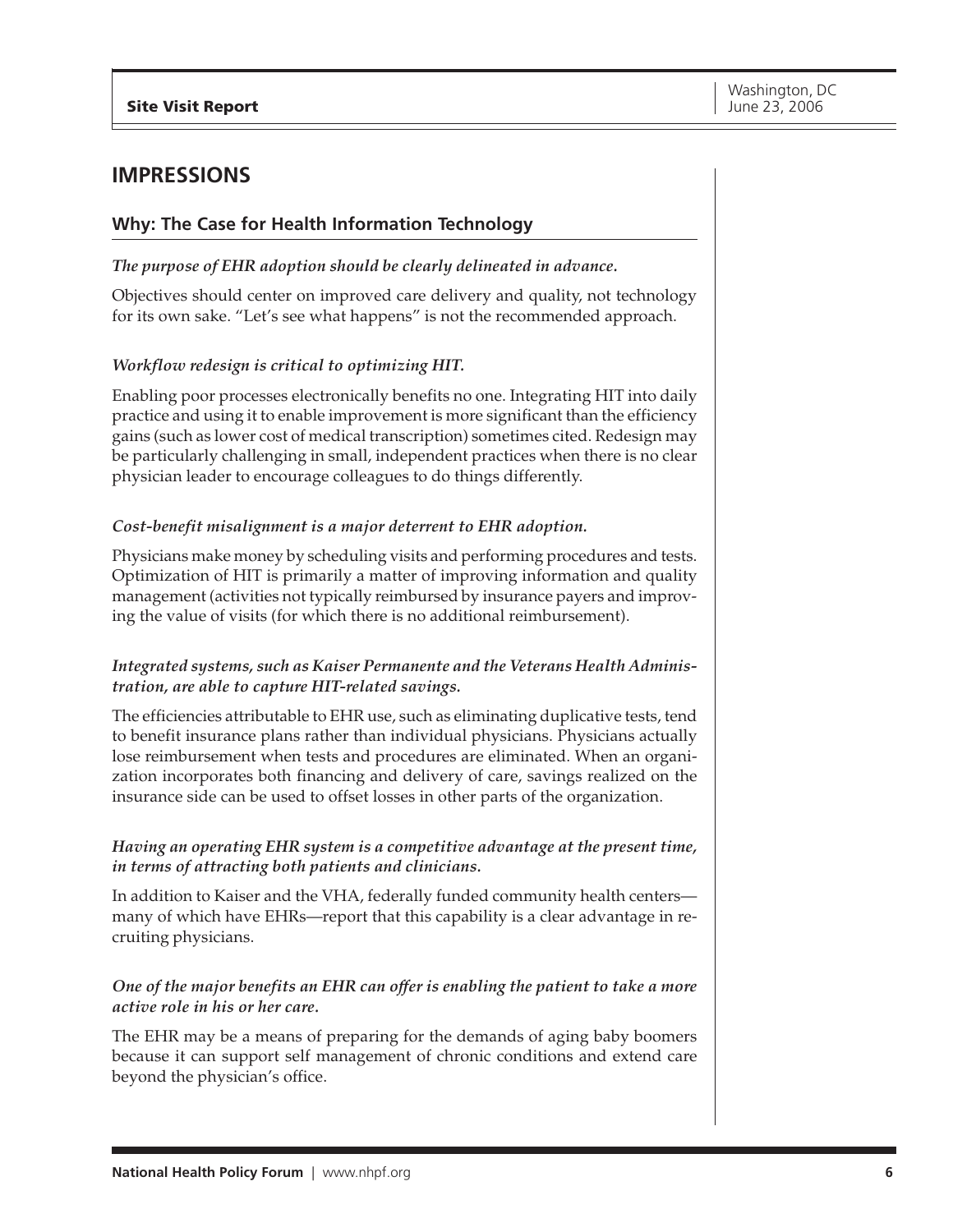## IMPRESSIONS

### Why: The Case for Health Information Technology

***The purpose of EHR adoption should be clearly delineated in advance.***

Objectives should center on improved care delivery and quality, not technology for its own sake. "Let's see what happens" is not the recommended approach.

***Workflow redesign is critical to optimizing HIT.***

Enabling poor processes electronically benefits no one. Integrating HIT into daily practice and using it to enable improvement is more significant than the efficiency gains (such as lower cost of medical transcription) sometimes cited. Redesign may be particularly challenging in small, independent practices when there is no clear physician leader to encourage colleagues to do things differently.

***Cost-benefit misalignment is a major deterrent to EHR adoption.***

Physicians make money by scheduling visits and performing procedures and tests. Optimization of HIT is primarily a matter of improving information and quality management (activities not typically reimbursed by insurance payers and improving the value of visits (for which there is no additional reimbursement).

***Integrated systems, such as Kaiser Permanente and the Veterans Health Administration, are able to capture HIT-related savings.***

The efficiencies attributable to EHR use, such as eliminating duplicative tests, tend to benefit insurance plans rather than individual physicians. Physicians actually lose reimbursement when tests and procedures are eliminated. When an organization incorporates both financing and delivery of care, savings realized on the insurance side can be used to offset losses in other parts of the organization.

***Having an operating EHR system is a competitive advantage at the present time, in terms of attracting both patients and clinicians.***

In addition to Kaiser and the VHA, federally funded community health centers—many of which have EHRs—report that this capability is a clear advantage in recruiting physicians.

***One of the major benefits an EHR can offer is enabling the patient to take a more active role in his or her care.***

The EHR may be a means of preparing for the demands of aging baby boomers because it can support self management of chronic conditions and extend care beyond the physician's office.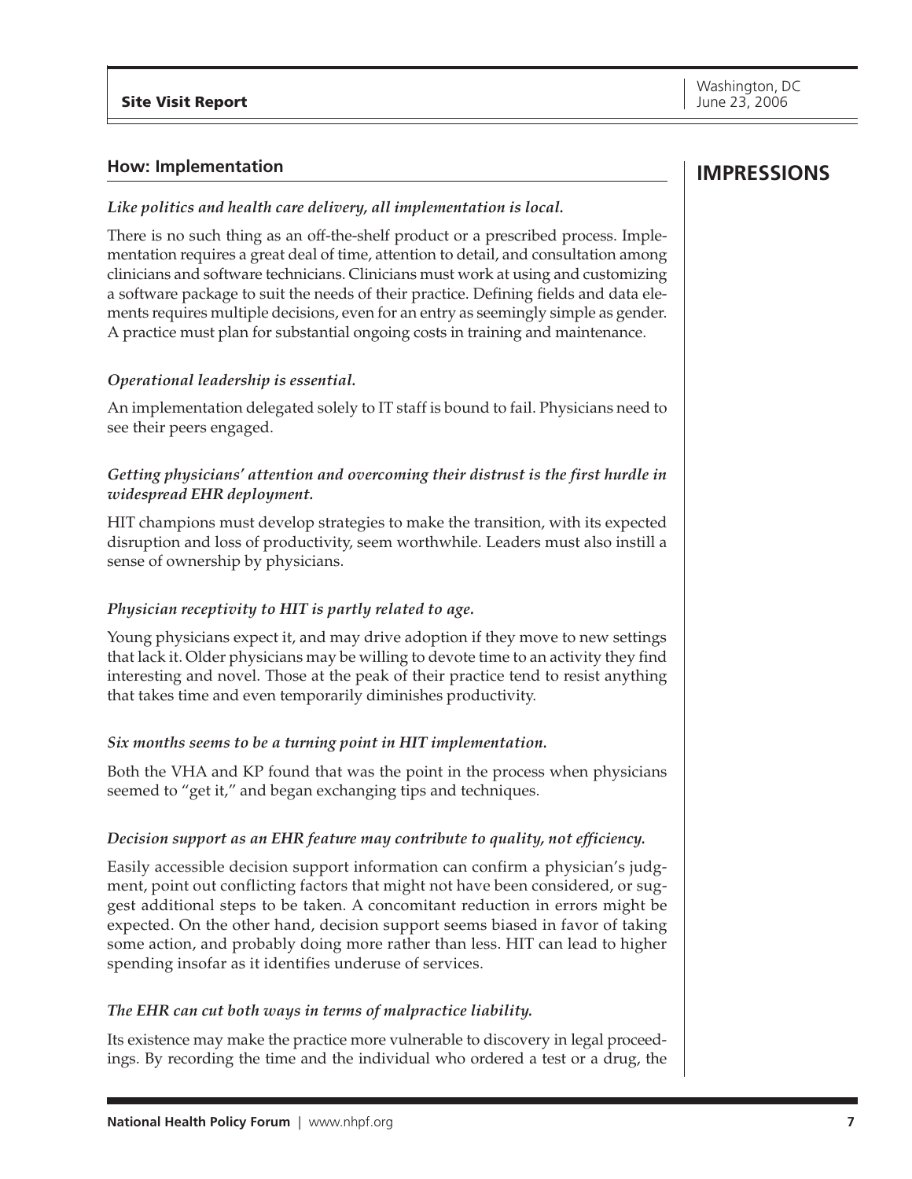## How: Implementation

## IMPRESSIONS

***Like politics and health care delivery, all implementation is local.***

There is no such thing as an off-the-shelf product or a prescribed process. Implementation requires a great deal of time, attention to detail, and consultation among clinicians and software technicians. Clinicians must work at using and customizing a software package to suit the needs of their practice. Defining fields and data elements requires multiple decisions, even for an entry as seemingly simple as gender. A practice must plan for substantial ongoing costs in training and maintenance.

***Operational leadership is essential.***

An implementation delegated solely to IT staff is bound to fail. Physicians need to see their peers engaged.

***Getting physicians' attention and overcoming their distrust is the first hurdle in widespread EHR deployment.***

HIT champions must develop strategies to make the transition, with its expected disruption and loss of productivity, seem worthwhile. Leaders must also instill a sense of ownership by physicians.

***Physician receptivity to HIT is partly related to age.***

Young physicians expect it, and may drive adoption if they move to new settings that lack it. Older physicians may be willing to devote time to an activity they find interesting and novel. Those at the peak of their practice tend to resist anything that takes time and even temporarily diminishes productivity.

***Six months seems to be a turning point in HIT implementation.***

Both the VHA and KP found that was the point in the process when physicians seemed to "get it," and began exchanging tips and techniques.

***Decision support as an EHR feature may contribute to quality, not efficiency.***

Easily accessible decision support information can confirm a physician's judgment, point out conflicting factors that might not have been considered, or suggest additional steps to be taken. A concomitant reduction in errors might be expected. On the other hand, decision support seems biased in favor of taking some action, and probably doing more rather than less. HIT can lead to higher spending insofar as it identifies underuse of services.

***The EHR can cut both ways in terms of malpractice liability.***

Its existence may make the practice more vulnerable to discovery in legal proceedings. By recording the time and the individual who ordered a test or a drug, the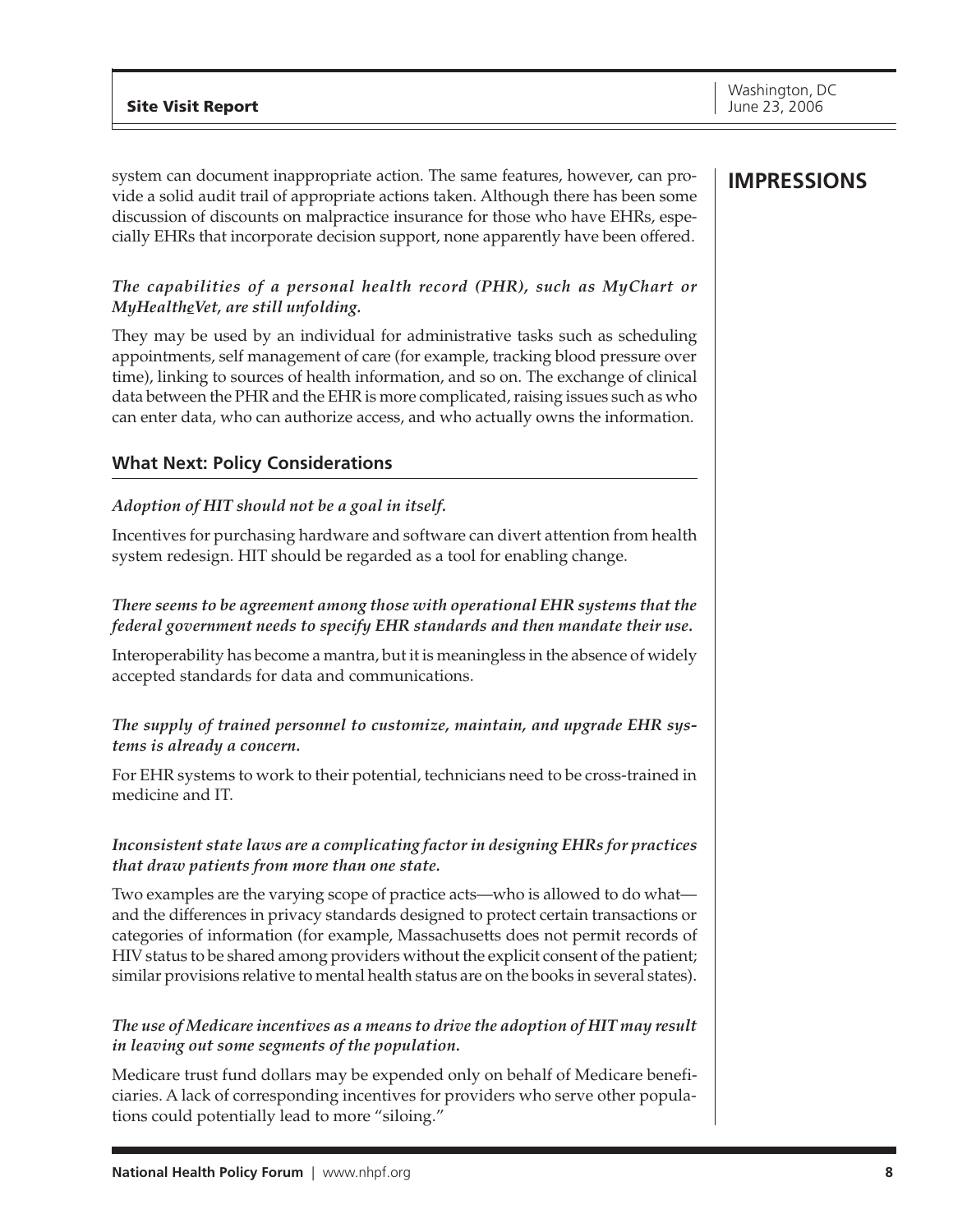system can document inappropriate action. The same features, however, can provide a solid audit trail of appropriate actions taken. Although there has been some discussion of discounts on malpractice insurance for those who have EHRs, especially EHRs that incorporate decision support, none apparently have been offered.

## IMPRESSIONS

***The capabilities of a personal health record (PHR), such as MyChart or MyHealtheVet, are still unfolding.***

They may be used by an individual for administrative tasks such as scheduling appointments, self management of care (for example, tracking blood pressure over time), linking to sources of health information, and so on. The exchange of clinical data between the PHR and the EHR is more complicated, raising issues such as who can enter data, who can authorize access, and who actually owns the information.

### What Next: Policy Considerations

***Adoption of HIT should not be a goal in itself.***

Incentives for purchasing hardware and software can divert attention from health system redesign. HIT should be regarded as a tool for enabling change.

***There seems to be agreement among those with operational EHR systems that the federal government needs to specify EHR standards and then mandate their use.***

Interoperability has become a mantra, but it is meaningless in the absence of widely accepted standards for data and communications.

***The supply of trained personnel to customize, maintain, and upgrade EHR systems is already a concern.***

For EHR systems to work to their potential, technicians need to be cross-trained in medicine and IT.

***Inconsistent state laws are a complicating factor in designing EHRs for practices that draw patients from more than one state.***

Two examples are the varying scope of practice acts—who is allowed to do what—and the differences in privacy standards designed to protect certain transactions or categories of information (for example, Massachusetts does not permit records of HIV status to be shared among providers without the explicit consent of the patient; similar provisions relative to mental health status are on the books in several states).

***The use of Medicare incentives as a means to drive the adoption of HIT may result in leaving out some segments of the population.***

Medicare trust fund dollars may be expended only on behalf of Medicare beneficiaries. A lack of corresponding incentives for providers who serve other populations could potentially lead to more "siloing."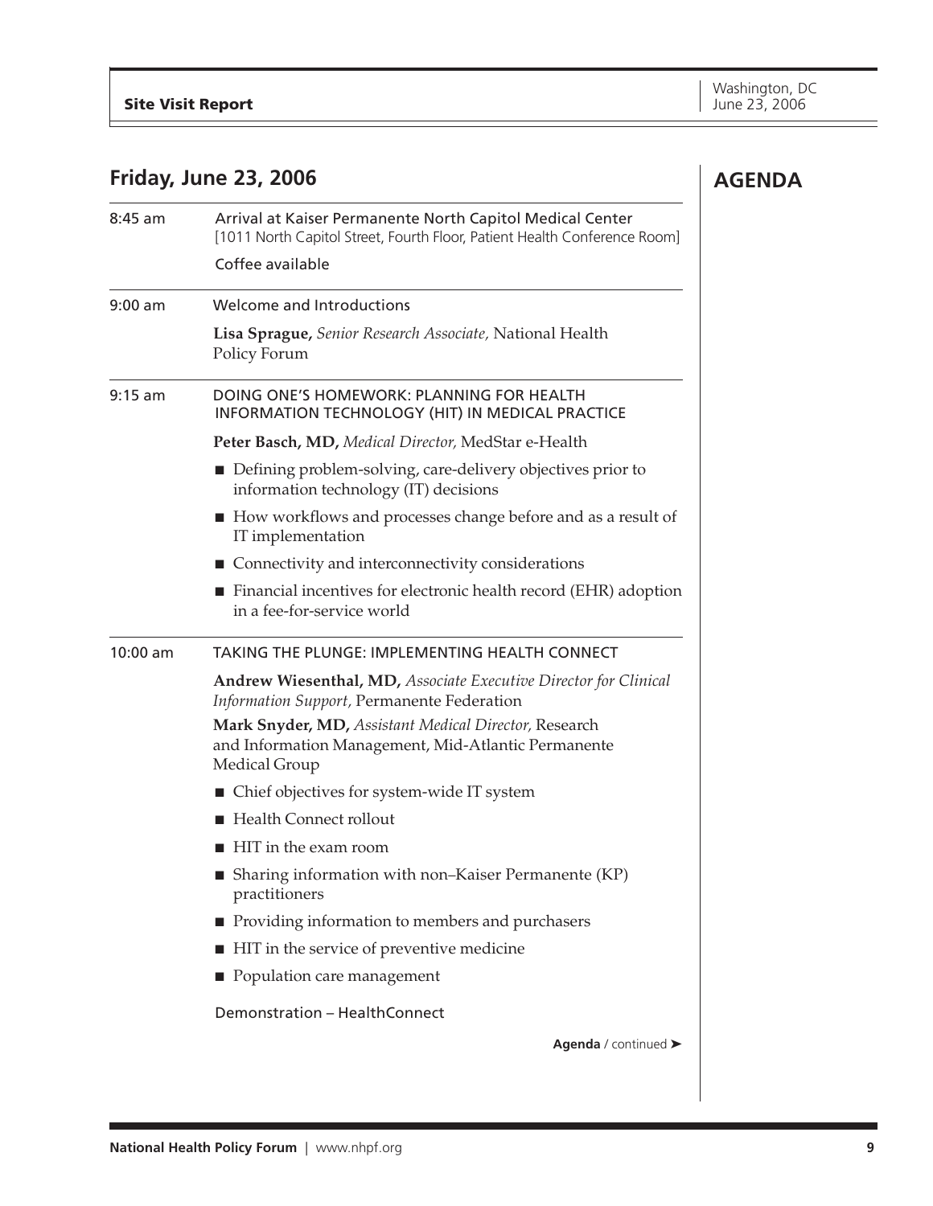# AGENDA

## Friday, June 23, 2006

**8:45 am** — Arrival at Kaiser Permanente North Capitol Medical Center
[1011 North Capitol Street, Fourth Floor, Patient Health Conference Room]

Coffee available

**9:00 am** — Welcome and Introductions

**Lisa Sprague,** *Senior Research Associate,* National Health Policy Forum

**9:15 am** — DOING ONE'S HOMEWORK: PLANNING FOR HEALTH INFORMATION TECHNOLOGY (HIT) IN MEDICAL PRACTICE

**Peter Basch, MD,** *Medical Director,* MedStar e-Health

- Defining problem-solving, care-delivery objectives prior to information technology (IT) decisions
- How workflows and processes change before and as a result of IT implementation
- Connectivity and interconnectivity considerations
- Financial incentives for electronic health record (EHR) adoption in a fee-for-service world

**10:00 am** — TAKING THE PLUNGE: IMPLEMENTING HEALTH CONNECT

**Andrew Wiesenthal, MD,** *Associate Executive Director for Clinical Information Support,* Permanente Federation

**Mark Snyder, MD,** *Assistant Medical Director,* Research and Information Management, Mid-Atlantic Permanente Medical Group

- Chief objectives for system-wide IT system
- Health Connect rollout
- HIT in the exam room
- Sharing information with non–Kaiser Permanente (KP) practitioners
- Providing information to members and purchasers
- HIT in the service of preventive medicine
- Population care management

Demonstration – HealthConnect

**Agenda** / continued ➤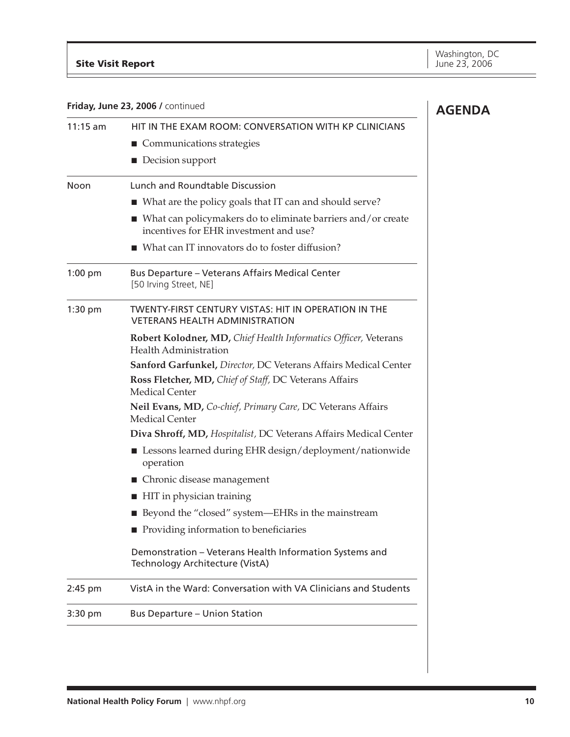## AGENDA

**Friday, June 23, 2006 /** continued

**11:15 am** — HIT IN THE EXAM ROOM: CONVERSATION WITH KP CLINICIANS

- Communications strategies
- Decision support

**Noon** — Lunch and Roundtable Discussion

- What are the policy goals that IT can and should serve?
- What can policymakers do to eliminate barriers and/or create incentives for EHR investment and use?
- What can IT innovators do to foster diffusion?

**1:00 pm** — Bus Departure – Veterans Affairs Medical Center
[50 Irving Street, NE]

**1:30 pm** — TWENTY-FIRST CENTURY VISTAS: HIT IN OPERATION IN THE VETERANS HEALTH ADMINISTRATION

**Robert Kolodner, MD,** *Chief Health Informatics Officer,* Veterans Health Administration

**Sanford Garfunkel,** *Director,* DC Veterans Affairs Medical Center

**Ross Fletcher, MD,** *Chief of Staff,* DC Veterans Affairs Medical Center

**Neil Evans, MD,** *Co-chief, Primary Care,* DC Veterans Affairs Medical Center

**Diva Shroff, MD,** *Hospitalist,* DC Veterans Affairs Medical Center

- Lessons learned during EHR design/deployment/nationwide operation
- Chronic disease management
- HIT in physician training
- Beyond the "closed" system—EHRs in the mainstream
- Providing information to beneficiaries

Demonstration – Veterans Health Information Systems and Technology Architecture (VistA)

**2:45 pm** — VistA in the Ward: Conversation with VA Clinicians and Students

**3:30 pm** — Bus Departure – Union Station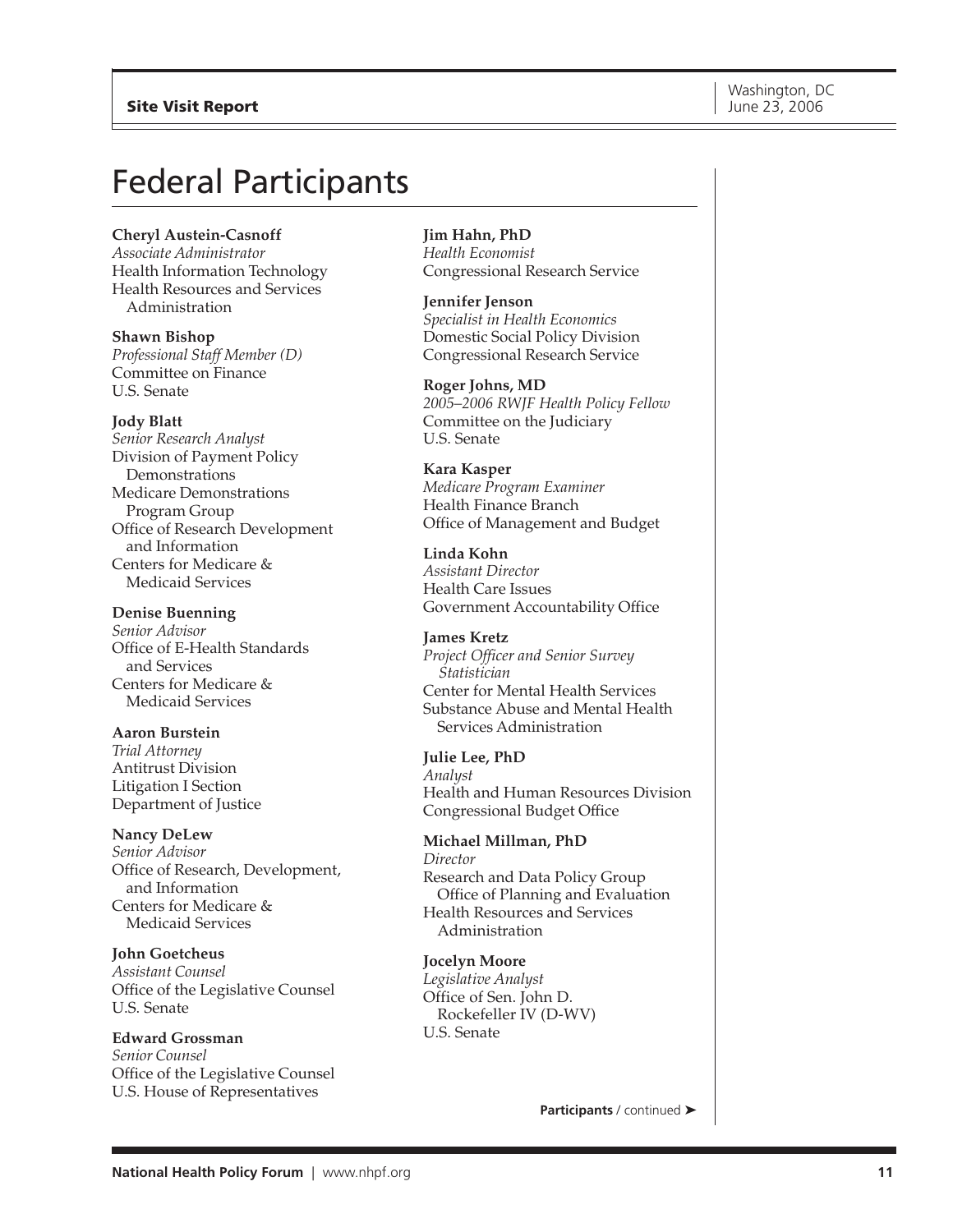# Federal Participants

**Cheryl Austein-Casnoff**
*Associate Administrator*
Health Information Technology
Health Resources and Services Administration

**Shawn Bishop**
*Professional Staff Member (D)*
Committee on Finance
U.S. Senate

**Jody Blatt**
*Senior Research Analyst*
Division of Payment Policy Demonstrations
Medicare Demonstrations Program Group
Office of Research Development and Information
Centers for Medicare & Medicaid Services

**Denise Buenning**
*Senior Advisor*
Office of E-Health Standards and Services
Centers for Medicare & Medicaid Services

**Aaron Burstein**
*Trial Attorney*
Antitrust Division
Litigation I Section
Department of Justice

**Nancy DeLew**
*Senior Advisor*
Office of Research, Development, and Information
Centers for Medicare & Medicaid Services

**John Goetcheus**
*Assistant Counsel*
Office of the Legislative Counsel
U.S. Senate

**Edward Grossman**
*Senior Counsel*
Office of the Legislative Counsel
U.S. House of Representatives

**Jim Hahn, PhD**
*Health Economist*
Congressional Research Service

**Jennifer Jenson**
*Specialist in Health Economics*
Domestic Social Policy Division
Congressional Research Service

**Roger Johns, MD**
*2005–2006 RWJF Health Policy Fellow*
Committee on the Judiciary
U.S. Senate

**Kara Kasper**
*Medicare Program Examiner*
Health Finance Branch
Office of Management and Budget

**Linda Kohn**
*Assistant Director*
Health Care Issues
Government Accountability Office

**James Kretz**
*Project Officer and Senior Survey Statistician*
Center for Mental Health Services
Substance Abuse and Mental Health Services Administration

**Julie Lee, PhD**
*Analyst*
Health and Human Resources Division
Congressional Budget Office

**Michael Millman, PhD**
*Director*
Research and Data Policy Group
Office of Planning and Evaluation
Health Resources and Services Administration

**Jocelyn Moore**
*Legislative Analyst*
Office of Sen. John D. Rockefeller IV (D-WV)
U.S. Senate

**Participants** / continued ➤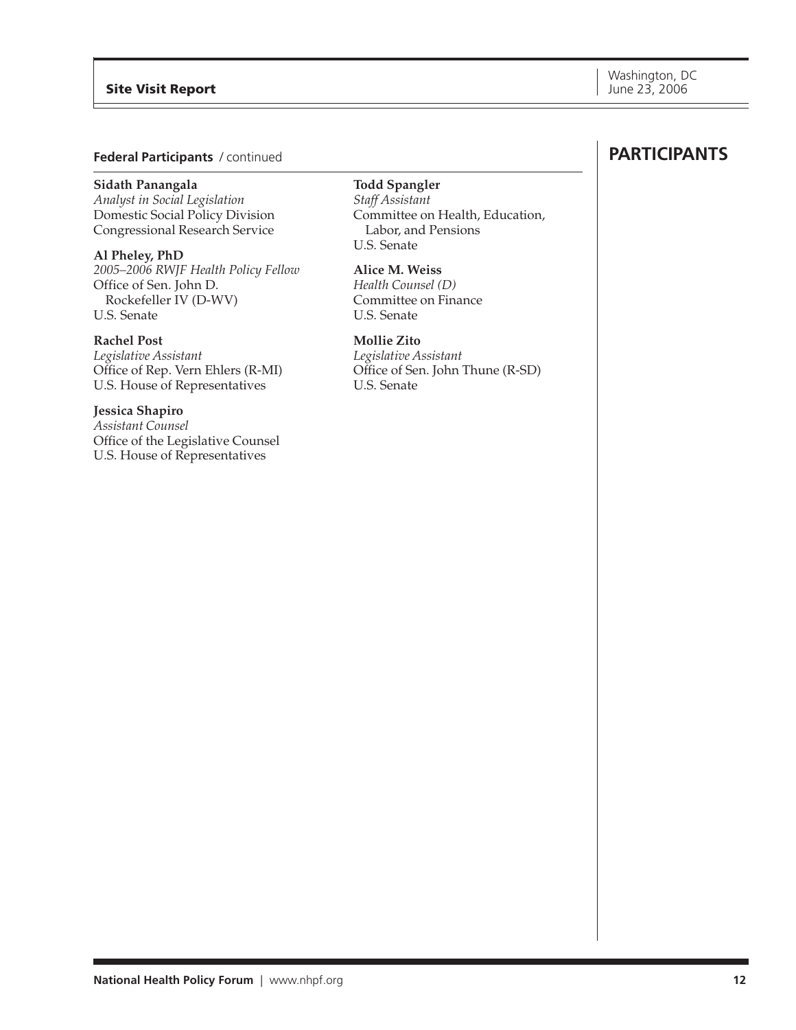## PARTICIPANTS

**Federal Participants** / continued

**Sidath Panangala**
*Analyst in Social Legislation*
Domestic Social Policy Division
Congressional Research Service

**Al Pheley, PhD**
*2005–2006 RWJF Health Policy Fellow*
Office of Sen. John D. Rockefeller IV (D-WV)
U.S. Senate

**Rachel Post**
*Legislative Assistant*
Office of Rep. Vern Ehlers (R-MI)
U.S. House of Representatives

**Jessica Shapiro**
*Assistant Counsel*
Office of the Legislative Counsel
U.S. House of Representatives

**Todd Spangler**
*Staff Assistant*
Committee on Health, Education, Labor, and Pensions
U.S. Senate

**Alice M. Weiss**
*Health Counsel (D)*
Committee on Finance
U.S. Senate

**Mollie Zito**
*Legislative Assistant*
Office of Sen. John Thune (R-SD)
U.S. Senate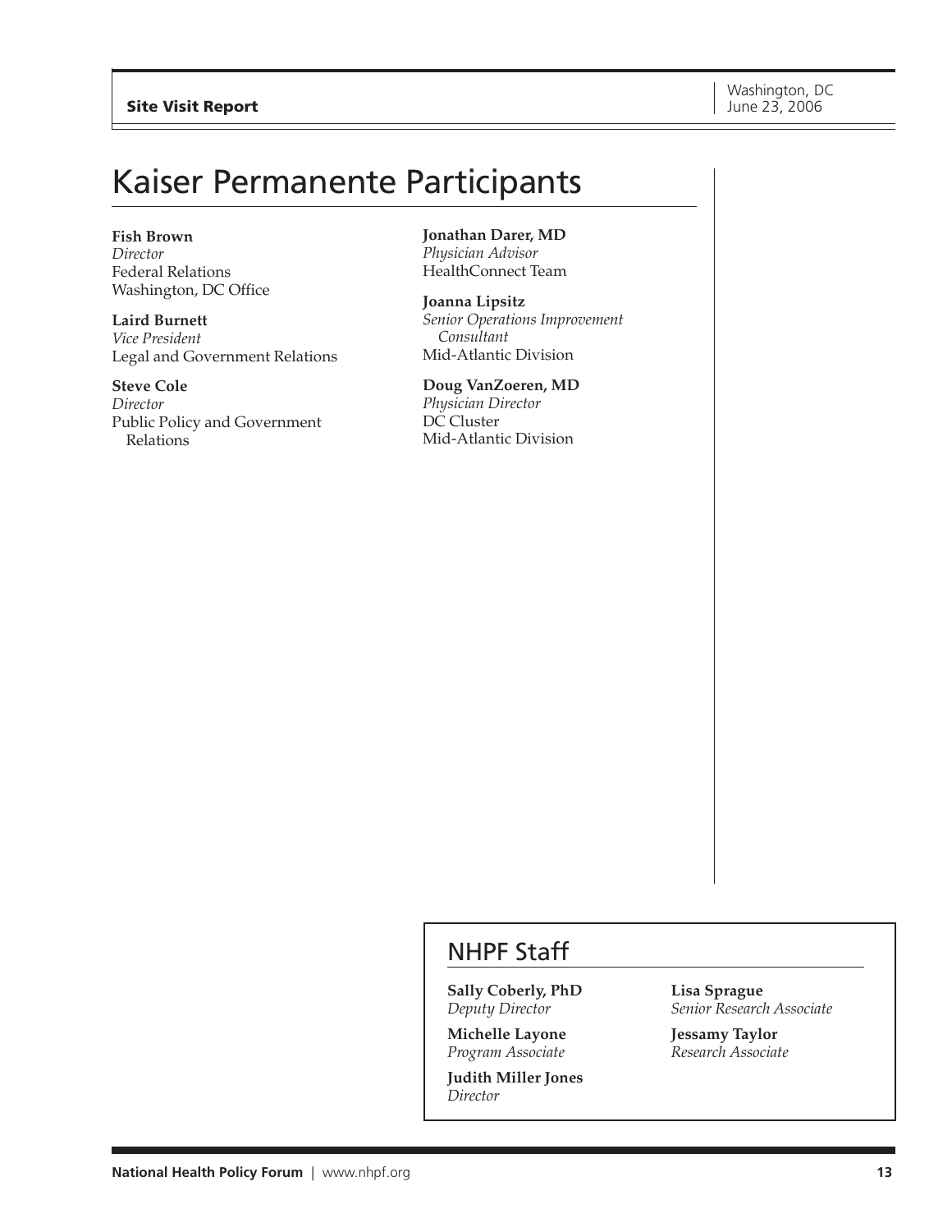# Kaiser Permanente Participants

**Fish Brown**
*Director*
Federal Relations
Washington, DC Office

**Laird Burnett**
*Vice President*
Legal and Government Relations

**Steve Cole**
*Director*
Public Policy and Government Relations

**Jonathan Darer, MD**
*Physician Advisor*
HealthConnect Team

**Joanna Lipsitz**
*Senior Operations Improvement Consultant*
Mid-Atlantic Division

**Doug VanZoeren, MD**
*Physician Director*
DC Cluster
Mid-Atlantic Division

## NHPF Staff

**Sally Coberly, PhD**
*Deputy Director*

**Michelle Layone**
*Program Associate*

**Judith Miller Jones**
*Director*

**Lisa Sprague**
*Senior Research Associate*

**Jessamy Taylor**
*Research Associate*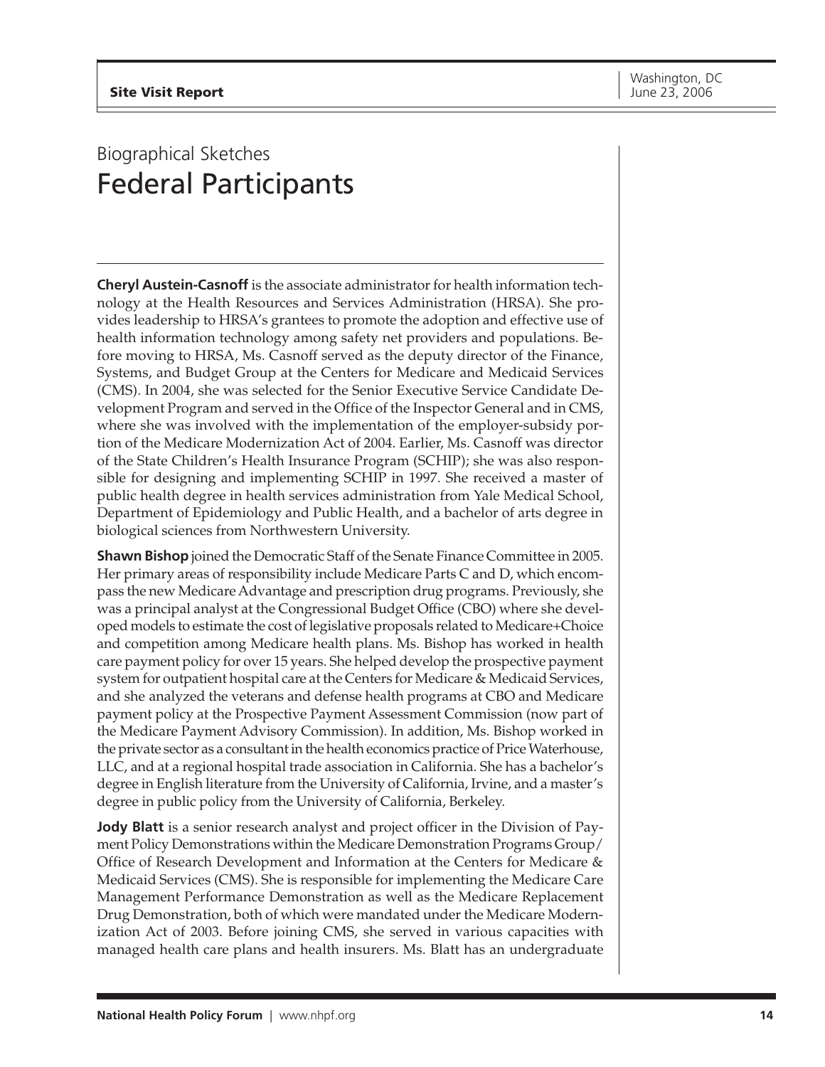Biographical Sketches

# Federal Participants

**Cheryl Austein-Casnoff** is the associate administrator for health information technology at the Health Resources and Services Administration (HRSA). She provides leadership to HRSA's grantees to promote the adoption and effective use of health information technology among safety net providers and populations. Before moving to HRSA, Ms. Casnoff served as the deputy director of the Finance, Systems, and Budget Group at the Centers for Medicare and Medicaid Services (CMS). In 2004, she was selected for the Senior Executive Service Candidate Development Program and served in the Office of the Inspector General and in CMS, where she was involved with the implementation of the employer-subsidy portion of the Medicare Modernization Act of 2004. Earlier, Ms. Casnoff was director of the State Children's Health Insurance Program (SCHIP); she was also responsible for designing and implementing SCHIP in 1997. She received a master of public health degree in health services administration from Yale Medical School, Department of Epidemiology and Public Health, and a bachelor of arts degree in biological sciences from Northwestern University.

**Shawn Bishop** joined the Democratic Staff of the Senate Finance Committee in 2005. Her primary areas of responsibility include Medicare Parts C and D, which encompass the new Medicare Advantage and prescription drug programs. Previously, she was a principal analyst at the Congressional Budget Office (CBO) where she developed models to estimate the cost of legislative proposals related to Medicare+Choice and competition among Medicare health plans. Ms. Bishop has worked in health care payment policy for over 15 years. She helped develop the prospective payment system for outpatient hospital care at the Centers for Medicare & Medicaid Services, and she analyzed the veterans and defense health programs at CBO and Medicare payment policy at the Prospective Payment Assessment Commission (now part of the Medicare Payment Advisory Commission). In addition, Ms. Bishop worked in the private sector as a consultant in the health economics practice of Price Waterhouse, LLC, and at a regional hospital trade association in California. She has a bachelor's degree in English literature from the University of California, Irvine, and a master's degree in public policy from the University of California, Berkeley.

**Jody Blatt** is a senior research analyst and project officer in the Division of Payment Policy Demonstrations within the Medicare Demonstration Programs Group/ Office of Research Development and Information at the Centers for Medicare & Medicaid Services (CMS). She is responsible for implementing the Medicare Care Management Performance Demonstration as well as the Medicare Replacement Drug Demonstration, both of which were mandated under the Medicare Modernization Act of 2003. Before joining CMS, she served in various capacities with managed health care plans and health insurers. Ms. Blatt has an undergraduate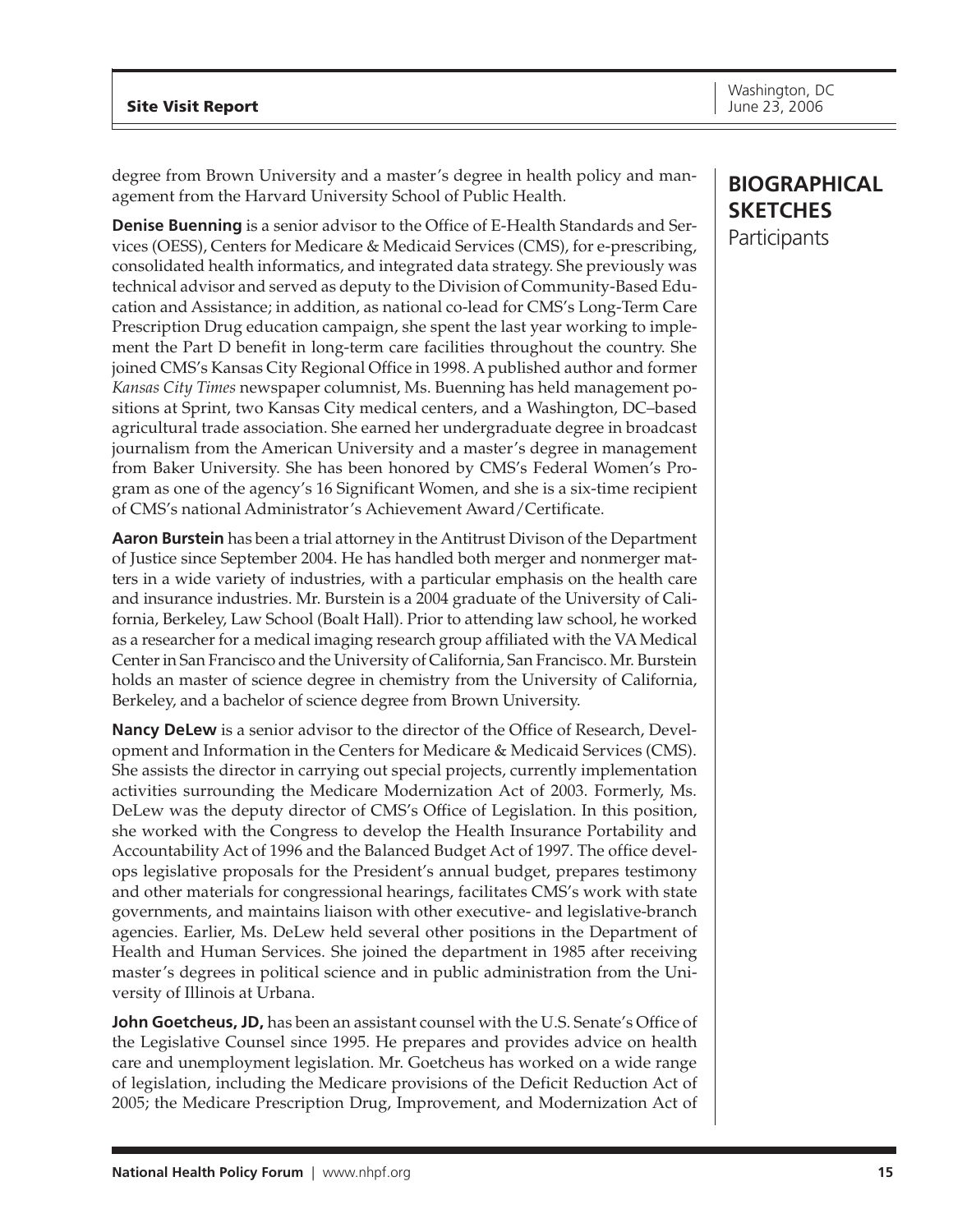degree from Brown University and a master's degree in health policy and management from the Harvard University School of Public Health.

## BIOGRAPHICAL SKETCHES
Participants

**Denise Buenning** is a senior advisor to the Office of E-Health Standards and Services (OESS), Centers for Medicare & Medicaid Services (CMS), for e-prescribing, consolidated health informatics, and integrated data strategy. She previously was technical advisor and served as deputy to the Division of Community-Based Education and Assistance; in addition, as national co-lead for CMS's Long-Term Care Prescription Drug education campaign, she spent the last year working to implement the Part D benefit in long-term care facilities throughout the country. She joined CMS's Kansas City Regional Office in 1998. A published author and former *Kansas City Times* newspaper columnist, Ms. Buenning has held management positions at Sprint, two Kansas City medical centers, and a Washington, DC–based agricultural trade association. She earned her undergraduate degree in broadcast journalism from the American University and a master's degree in management from Baker University. She has been honored by CMS's Federal Women's Program as one of the agency's 16 Significant Women, and she is a six-time recipient of CMS's national Administrator's Achievement Award/Certificate.

**Aaron Burstein** has been a trial attorney in the Antitrust Divison of the Department of Justice since September 2004. He has handled both merger and nonmerger matters in a wide variety of industries, with a particular emphasis on the health care and insurance industries. Mr. Burstein is a 2004 graduate of the University of California, Berkeley, Law School (Boalt Hall). Prior to attending law school, he worked as a researcher for a medical imaging research group affiliated with the VA Medical Center in San Francisco and the University of California, San Francisco. Mr. Burstein holds an master of science degree in chemistry from the University of California, Berkeley, and a bachelor of science degree from Brown University.

**Nancy DeLew** is a senior advisor to the director of the Office of Research, Development and Information in the Centers for Medicare & Medicaid Services (CMS). She assists the director in carrying out special projects, currently implementation activities surrounding the Medicare Modernization Act of 2003. Formerly, Ms. DeLew was the deputy director of CMS's Office of Legislation. In this position, she worked with the Congress to develop the Health Insurance Portability and Accountability Act of 1996 and the Balanced Budget Act of 1997. The office develops legislative proposals for the President's annual budget, prepares testimony and other materials for congressional hearings, facilitates CMS's work with state governments, and maintains liaison with other executive- and legislative-branch agencies. Earlier, Ms. DeLew held several other positions in the Department of Health and Human Services. She joined the department in 1985 after receiving master's degrees in political science and in public administration from the University of Illinois at Urbana.

**John Goetcheus, JD,** has been an assistant counsel with the U.S. Senate's Office of the Legislative Counsel since 1995. He prepares and provides advice on health care and unemployment legislation. Mr. Goetcheus has worked on a wide range of legislation, including the Medicare provisions of the Deficit Reduction Act of 2005; the Medicare Prescription Drug, Improvement, and Modernization Act of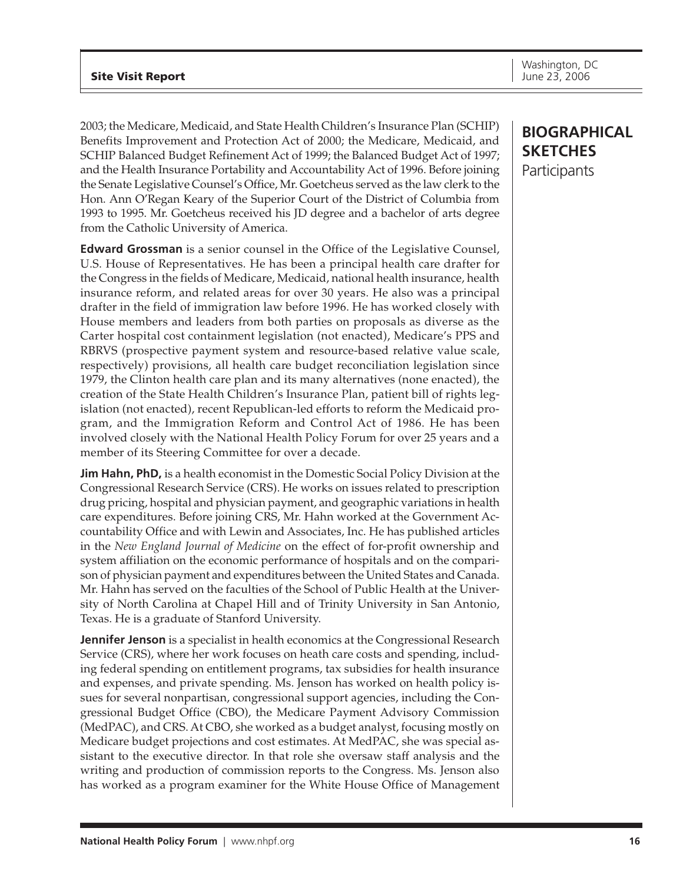## BIOGRAPHICAL SKETCHES

Participants

2003; the Medicare, Medicaid, and State Health Children's Insurance Plan (SCHIP) Benefits Improvement and Protection Act of 2000; the Medicare, Medicaid, and SCHIP Balanced Budget Refinement Act of 1999; the Balanced Budget Act of 1997; and the Health Insurance Portability and Accountability Act of 1996. Before joining the Senate Legislative Counsel's Office, Mr. Goetcheus served as the law clerk to the Hon. Ann O'Regan Keary of the Superior Court of the District of Columbia from 1993 to 1995. Mr. Goetcheus received his JD degree and a bachelor of arts degree from the Catholic University of America.

**Edward Grossman** is a senior counsel in the Office of the Legislative Counsel, U.S. House of Representatives. He has been a principal health care drafter for the Congress in the fields of Medicare, Medicaid, national health insurance, health insurance reform, and related areas for over 30 years. He also was a principal drafter in the field of immigration law before 1996. He has worked closely with House members and leaders from both parties on proposals as diverse as the Carter hospital cost containment legislation (not enacted), Medicare's PPS and RBRVS (prospective payment system and resource-based relative value scale, respectively) provisions, all health care budget reconciliation legislation since 1979, the Clinton health care plan and its many alternatives (none enacted), the creation of the State Health Children's Insurance Plan, patient bill of rights legislation (not enacted), recent Republican-led efforts to reform the Medicaid program, and the Immigration Reform and Control Act of 1986. He has been involved closely with the National Health Policy Forum for over 25 years and a member of its Steering Committee for over a decade.

**Jim Hahn, PhD,** is a health economist in the Domestic Social Policy Division at the Congressional Research Service (CRS). He works on issues related to prescription drug pricing, hospital and physician payment, and geographic variations in health care expenditures. Before joining CRS, Mr. Hahn worked at the Government Accountability Office and with Lewin and Associates, Inc. He has published articles in the *New England Journal of Medicine* on the effect of for-profit ownership and system affiliation on the economic performance of hospitals and on the comparison of physician payment and expenditures between the United States and Canada. Mr. Hahn has served on the faculties of the School of Public Health at the University of North Carolina at Chapel Hill and of Trinity University in San Antonio, Texas. He is a graduate of Stanford University.

**Jennifer Jenson** is a specialist in health economics at the Congressional Research Service (CRS), where her work focuses on heath care costs and spending, including federal spending on entitlement programs, tax subsidies for health insurance and expenses, and private spending. Ms. Jenson has worked on health policy issues for several nonpartisan, congressional support agencies, including the Congressional Budget Office (CBO), the Medicare Payment Advisory Commission (MedPAC), and CRS. At CBO, she worked as a budget analyst, focusing mostly on Medicare budget projections and cost estimates. At MedPAC, she was special assistant to the executive director. In that role she oversaw staff analysis and the writing and production of commission reports to the Congress. Ms. Jenson also has worked as a program examiner for the White House Office of Management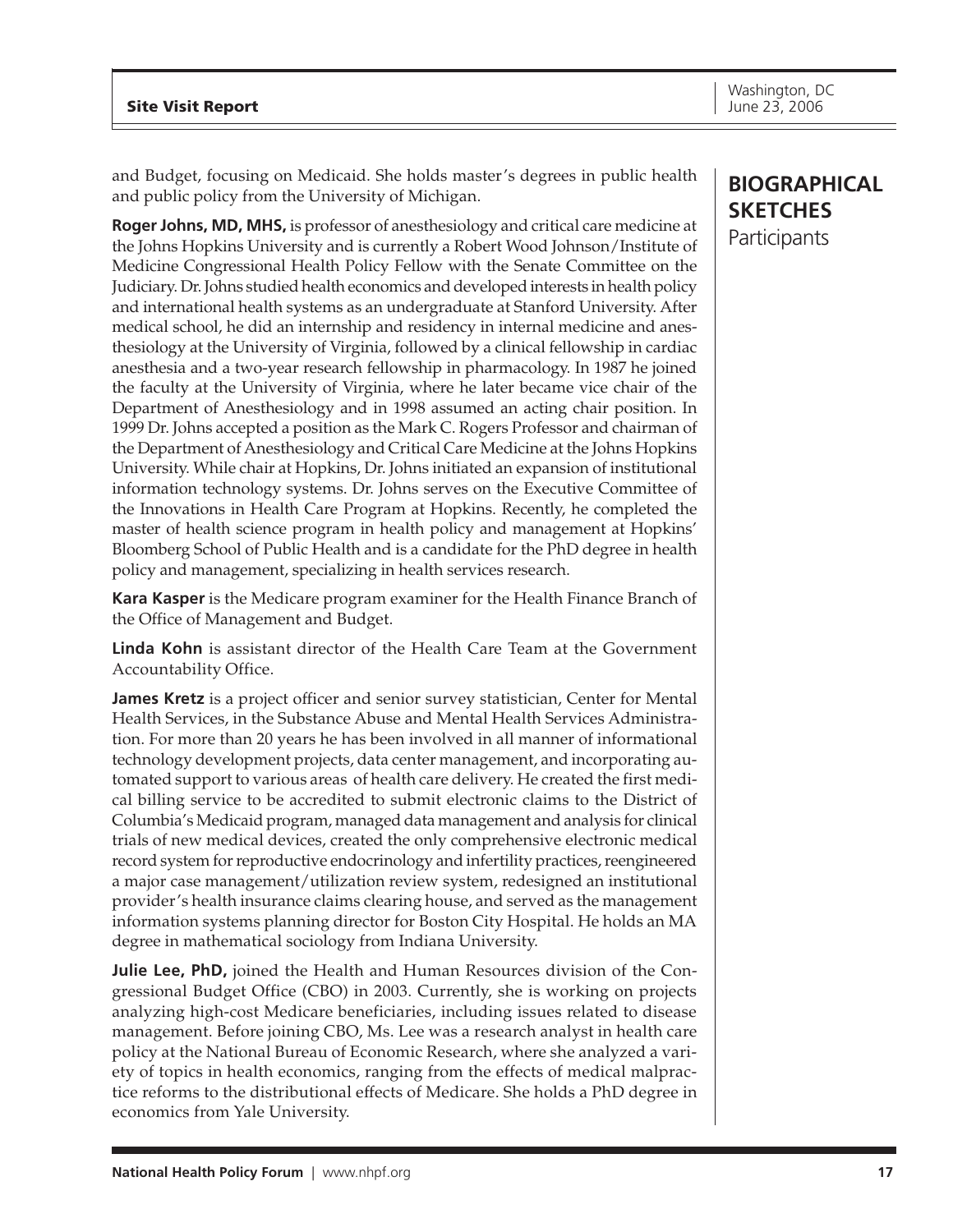## BIOGRAPHICAL SKETCHES

Participants

and Budget, focusing on Medicaid. She holds master's degrees in public health and public policy from the University of Michigan.

**Roger Johns, MD, MHS,** is professor of anesthesiology and critical care medicine at the Johns Hopkins University and is currently a Robert Wood Johnson/Institute of Medicine Congressional Health Policy Fellow with the Senate Committee on the Judiciary. Dr. Johns studied health economics and developed interests in health policy and international health systems as an undergraduate at Stanford University. After medical school, he did an internship and residency in internal medicine and anesthesiology at the University of Virginia, followed by a clinical fellowship in cardiac anesthesia and a two-year research fellowship in pharmacology. In 1987 he joined the faculty at the University of Virginia, where he later became vice chair of the Department of Anesthesiology and in 1998 assumed an acting chair position. In 1999 Dr. Johns accepted a position as the Mark C. Rogers Professor and chairman of the Department of Anesthesiology and Critical Care Medicine at the Johns Hopkins University. While chair at Hopkins, Dr. Johns initiated an expansion of institutional information technology systems. Dr. Johns serves on the Executive Committee of the Innovations in Health Care Program at Hopkins. Recently, he completed the master of health science program in health policy and management at Hopkins' Bloomberg School of Public Health and is a candidate for the PhD degree in health policy and management, specializing in health services research.

**Kara Kasper** is the Medicare program examiner for the Health Finance Branch of the Office of Management and Budget.

**Linda Kohn** is assistant director of the Health Care Team at the Government Accountability Office.

**James Kretz** is a project officer and senior survey statistician, Center for Mental Health Services, in the Substance Abuse and Mental Health Services Administration. For more than 20 years he has been involved in all manner of informational technology development projects, data center management, and incorporating automated support to various areas of health care delivery. He created the first medical billing service to be accredited to submit electronic claims to the District of Columbia's Medicaid program, managed data management and analysis for clinical trials of new medical devices, created the only comprehensive electronic medical record system for reproductive endocrinology and infertility practices, reengineered a major case management/utilization review system, redesigned an institutional provider's health insurance claims clearing house, and served as the management information systems planning director for Boston City Hospital. He holds an MA degree in mathematical sociology from Indiana University.

**Julie Lee, PhD,** joined the Health and Human Resources division of the Congressional Budget Office (CBO) in 2003. Currently, she is working on projects analyzing high-cost Medicare beneficiaries, including issues related to disease management. Before joining CBO, Ms. Lee was a research analyst in health care policy at the National Bureau of Economic Research, where she analyzed a variety of topics in health economics, ranging from the effects of medical malpractice reforms to the distributional effects of Medicare. She holds a PhD degree in economics from Yale University.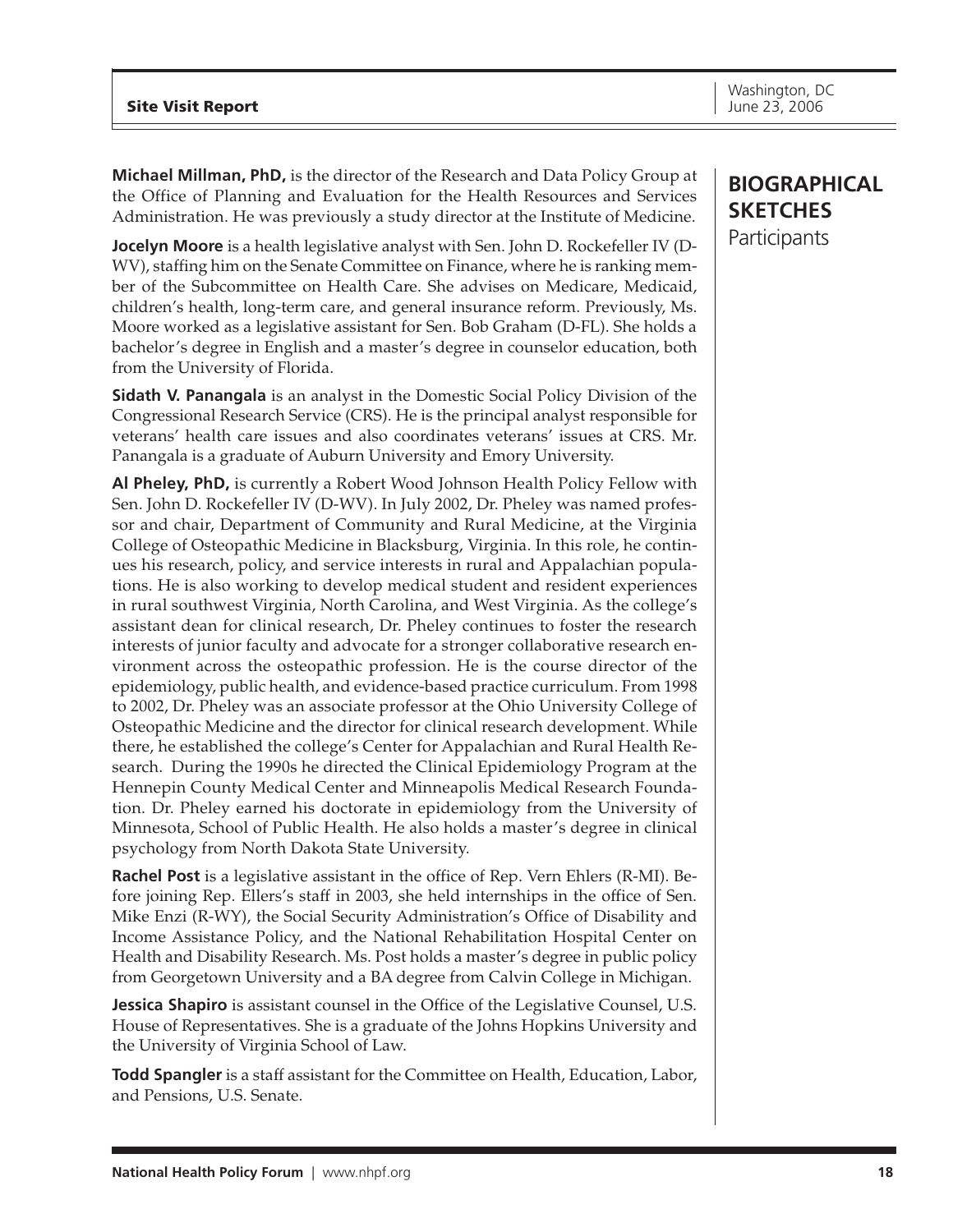## BIOGRAPHICAL SKETCHES

Participants

**Michael Millman, PhD,** is the director of the Research and Data Policy Group at the Office of Planning and Evaluation for the Health Resources and Services Administration. He was previously a study director at the Institute of Medicine.

**Jocelyn Moore** is a health legislative analyst with Sen. John D. Rockefeller IV (D-WV), staffing him on the Senate Committee on Finance, where he is ranking member of the Subcommittee on Health Care. She advises on Medicare, Medicaid, children's health, long-term care, and general insurance reform. Previously, Ms. Moore worked as a legislative assistant for Sen. Bob Graham (D-FL). She holds a bachelor's degree in English and a master's degree in counselor education, both from the University of Florida.

**Sidath V. Panangala** is an analyst in the Domestic Social Policy Division of the Congressional Research Service (CRS). He is the principal analyst responsible for veterans' health care issues and also coordinates veterans' issues at CRS. Mr. Panangala is a graduate of Auburn University and Emory University.

**Al Pheley, PhD,** is currently a Robert Wood Johnson Health Policy Fellow with Sen. John D. Rockefeller IV (D-WV). In July 2002, Dr. Pheley was named professor and chair, Department of Community and Rural Medicine, at the Virginia College of Osteopathic Medicine in Blacksburg, Virginia. In this role, he continues his research, policy, and service interests in rural and Appalachian populations. He is also working to develop medical student and resident experiences in rural southwest Virginia, North Carolina, and West Virginia. As the college's assistant dean for clinical research, Dr. Pheley continues to foster the research interests of junior faculty and advocate for a stronger collaborative research environment across the osteopathic profession. He is the course director of the epidemiology, public health, and evidence-based practice curriculum. From 1998 to 2002, Dr. Pheley was an associate professor at the Ohio University College of Osteopathic Medicine and the director for clinical research development. While there, he established the college's Center for Appalachian and Rural Health Research. During the 1990s he directed the Clinical Epidemiology Program at the Hennepin County Medical Center and Minneapolis Medical Research Foundation. Dr. Pheley earned his doctorate in epidemiology from the University of Minnesota, School of Public Health. He also holds a master's degree in clinical psychology from North Dakota State University.

**Rachel Post** is a legislative assistant in the office of Rep. Vern Ehlers (R-MI). Before joining Rep. Ellers's staff in 2003, she held internships in the office of Sen. Mike Enzi (R-WY), the Social Security Administration's Office of Disability and Income Assistance Policy, and the National Rehabilitation Hospital Center on Health and Disability Research. Ms. Post holds a master's degree in public policy from Georgetown University and a BA degree from Calvin College in Michigan.

**Jessica Shapiro** is assistant counsel in the Office of the Legislative Counsel, U.S. House of Representatives. She is a graduate of the Johns Hopkins University and the University of Virginia School of Law.

**Todd Spangler** is a staff assistant for the Committee on Health, Education, Labor, and Pensions, U.S. Senate.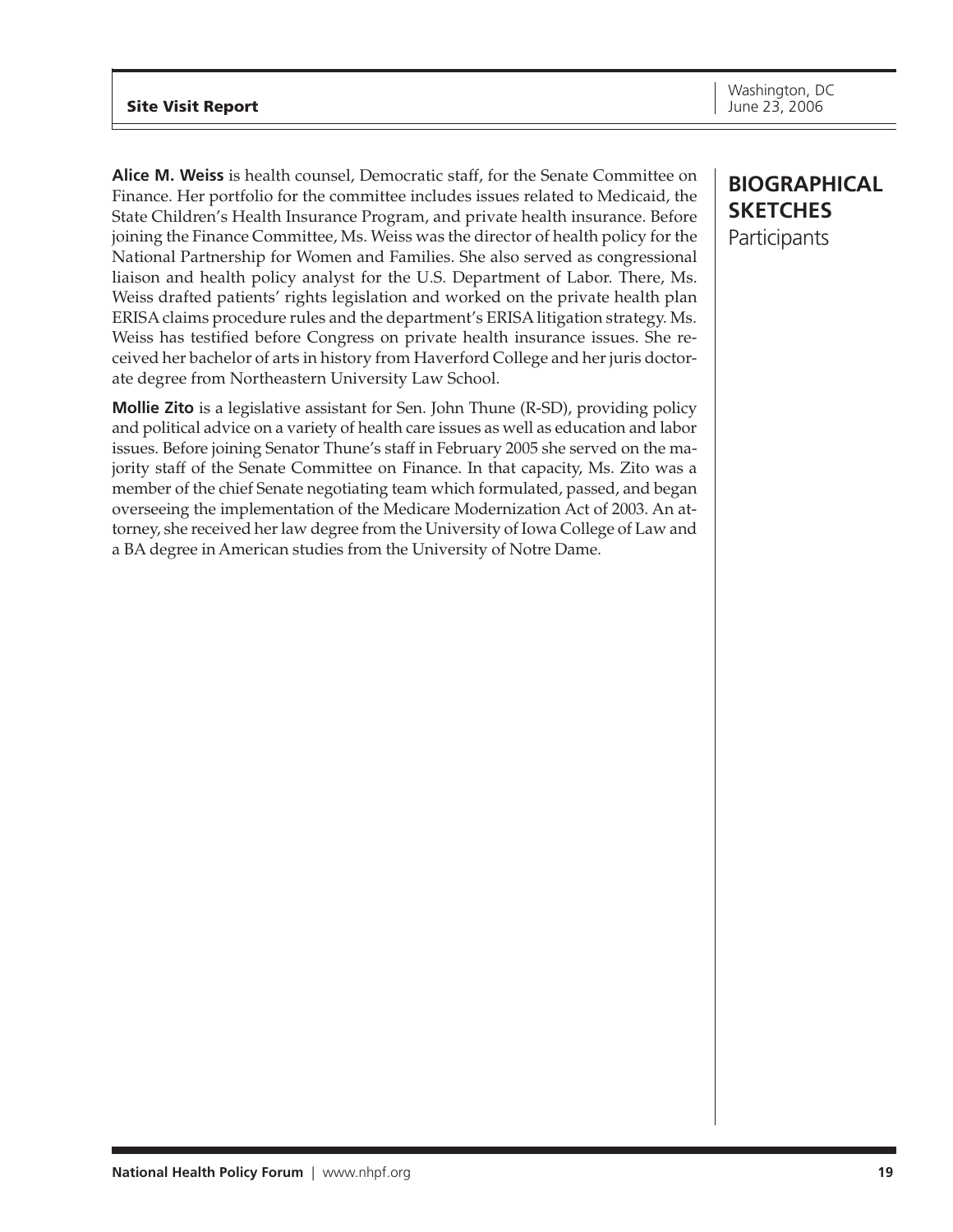## BIOGRAPHICAL SKETCHES

Participants

**Alice M. Weiss** is health counsel, Democratic staff, for the Senate Committee on Finance. Her portfolio for the committee includes issues related to Medicaid, the State Children's Health Insurance Program, and private health insurance. Before joining the Finance Committee, Ms. Weiss was the director of health policy for the National Partnership for Women and Families. She also served as congressional liaison and health policy analyst for the U.S. Department of Labor. There, Ms. Weiss drafted patients' rights legislation and worked on the private health plan ERISA claims procedure rules and the department's ERISA litigation strategy. Ms. Weiss has testified before Congress on private health insurance issues. She received her bachelor of arts in history from Haverford College and her juris doctorate degree from Northeastern University Law School.

**Mollie Zito** is a legislative assistant for Sen. John Thune (R-SD), providing policy and political advice on a variety of health care issues as well as education and labor issues. Before joining Senator Thune's staff in February 2005 she served on the majority staff of the Senate Committee on Finance. In that capacity, Ms. Zito was a member of the chief Senate negotiating team which formulated, passed, and began overseeing the implementation of the Medicare Modernization Act of 2003. An attorney, she received her law degree from the University of Iowa College of Law and a BA degree in American studies from the University of Notre Dame.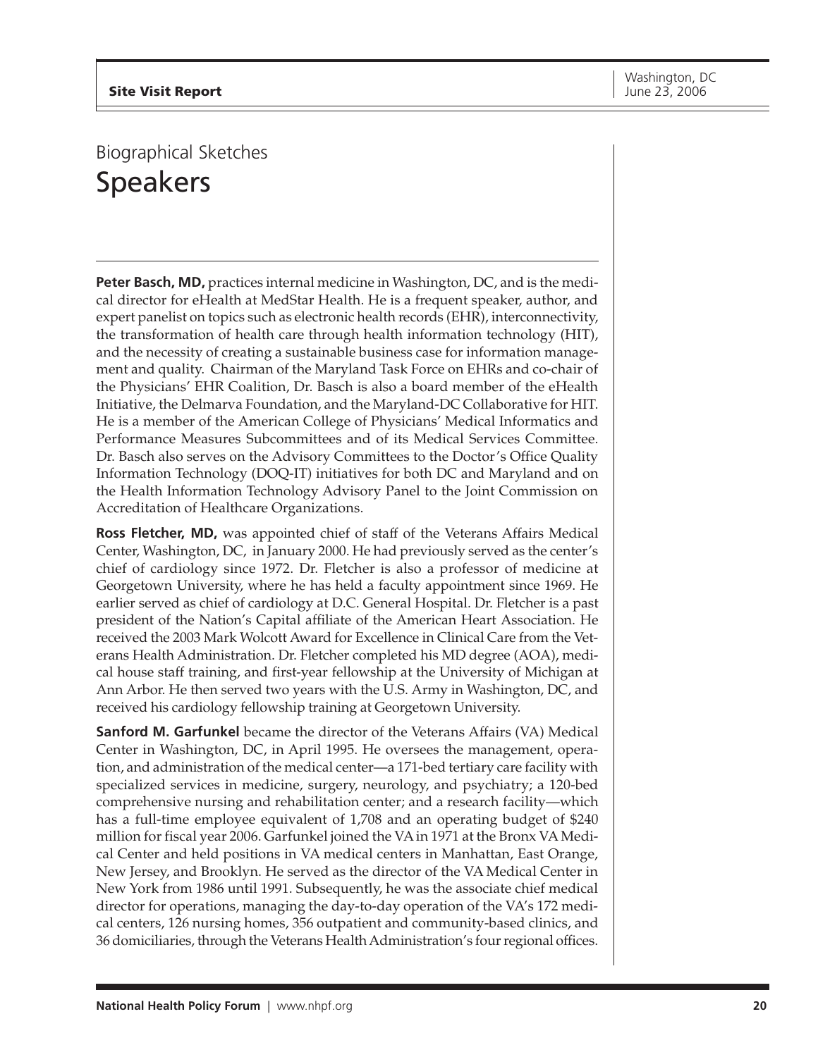# Biographical Sketches

## Speakers

**Peter Basch, MD,** practices internal medicine in Washington, DC, and is the medical director for eHealth at MedStar Health. He is a frequent speaker, author, and expert panelist on topics such as electronic health records (EHR), interconnectivity, the transformation of health care through health information technology (HIT), and the necessity of creating a sustainable business case for information management and quality. Chairman of the Maryland Task Force on EHRs and co-chair of the Physicians' EHR Coalition, Dr. Basch is also a board member of the eHealth Initiative, the Delmarva Foundation, and the Maryland-DC Collaborative for HIT. He is a member of the American College of Physicians' Medical Informatics and Performance Measures Subcommittees and of its Medical Services Committee. Dr. Basch also serves on the Advisory Committees to the Doctor's Office Quality Information Technology (DOQ-IT) initiatives for both DC and Maryland and on the Health Information Technology Advisory Panel to the Joint Commission on Accreditation of Healthcare Organizations.

**Ross Fletcher, MD,** was appointed chief of staff of the Veterans Affairs Medical Center, Washington, DC, in January 2000. He had previously served as the center's chief of cardiology since 1972. Dr. Fletcher is also a professor of medicine at Georgetown University, where he has held a faculty appointment since 1969. He earlier served as chief of cardiology at D.C. General Hospital. Dr. Fletcher is a past president of the Nation's Capital affiliate of the American Heart Association. He received the 2003 Mark Wolcott Award for Excellence in Clinical Care from the Veterans Health Administration. Dr. Fletcher completed his MD degree (AOA), medical house staff training, and first-year fellowship at the University of Michigan at Ann Arbor. He then served two years with the U.S. Army in Washington, DC, and received his cardiology fellowship training at Georgetown University.

**Sanford M. Garfunkel** became the director of the Veterans Affairs (VA) Medical Center in Washington, DC, in April 1995. He oversees the management, operation, and administration of the medical center—a 171-bed tertiary care facility with specialized services in medicine, surgery, neurology, and psychiatry; a 120-bed comprehensive nursing and rehabilitation center; and a research facility—which has a full-time employee equivalent of 1,708 and an operating budget of $240 million for fiscal year 2006. Garfunkel joined the VA in 1971 at the Bronx VA Medical Center and held positions in VA medical centers in Manhattan, East Orange, New Jersey, and Brooklyn. He served as the director of the VA Medical Center in New York from 1986 until 1991. Subsequently, he was the associate chief medical director for operations, managing the day-to-day operation of the VA's 172 medical centers, 126 nursing homes, 356 outpatient and community-based clinics, and 36 domiciliaries, through the Veterans Health Administration's four regional offices.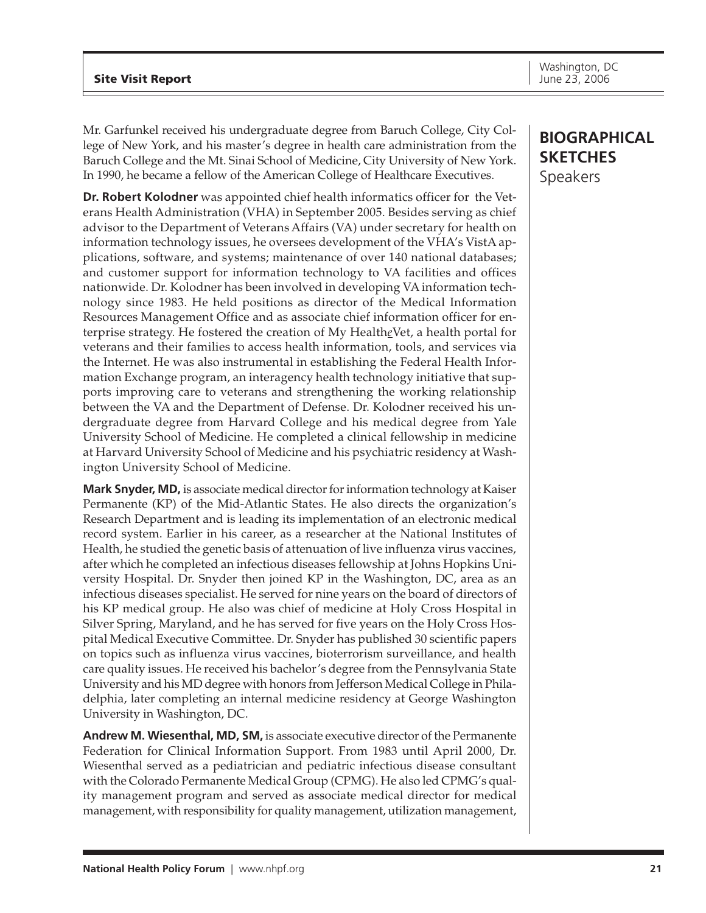## BIOGRAPHICAL SKETCHES

Speakers

Mr. Garfunkel received his undergraduate degree from Baruch College, City College of New York, and his master's degree in health care administration from the Baruch College and the Mt. Sinai School of Medicine, City University of New York. In 1990, he became a fellow of the American College of Healthcare Executives.

**Dr. Robert Kolodner** was appointed chief health informatics officer for the Veterans Health Administration (VHA) in September 2005. Besides serving as chief advisor to the Department of Veterans Affairs (VA) under secretary for health on information technology issues, he oversees development of the VHA's VistA applications, software, and systems; maintenance of over 140 national databases; and customer support for information technology to VA facilities and offices nationwide. Dr. Kolodner has been involved in developing VA information technology since 1983. He held positions as director of the Medical Information Resources Management Office and as associate chief information officer for enterprise strategy. He fostered the creation of My Health*e*Vet, a health portal for veterans and their families to access health information, tools, and services via the Internet. He was also instrumental in establishing the Federal Health Information Exchange program, an interagency health technology initiative that supports improving care to veterans and strengthening the working relationship between the VA and the Department of Defense. Dr. Kolodner received his undergraduate degree from Harvard College and his medical degree from Yale University School of Medicine. He completed a clinical fellowship in medicine at Harvard University School of Medicine and his psychiatric residency at Washington University School of Medicine.

**Mark Snyder, MD,** is associate medical director for information technology at Kaiser Permanente (KP) of the Mid-Atlantic States. He also directs the organization's Research Department and is leading its implementation of an electronic medical record system. Earlier in his career, as a researcher at the National Institutes of Health, he studied the genetic basis of attenuation of live influenza virus vaccines, after which he completed an infectious diseases fellowship at Johns Hopkins University Hospital. Dr. Snyder then joined KP in the Washington, DC, area as an infectious diseases specialist. He served for nine years on the board of directors of his KP medical group. He also was chief of medicine at Holy Cross Hospital in Silver Spring, Maryland, and he has served for five years on the Holy Cross Hospital Medical Executive Committee. Dr. Snyder has published 30 scientific papers on topics such as influenza virus vaccines, bioterrorism surveillance, and health care quality issues. He received his bachelor's degree from the Pennsylvania State University and his MD degree with honors from Jefferson Medical College in Philadelphia, later completing an internal medicine residency at George Washington University in Washington, DC.

**Andrew M. Wiesenthal, MD, SM,** is associate executive director of the Permanente Federation for Clinical Information Support. From 1983 until April 2000, Dr. Wiesenthal served as a pediatrician and pediatric infectious disease consultant with the Colorado Permanente Medical Group (CPMG). He also led CPMG's quality management program and served as associate medical director for medical management, with responsibility for quality management, utilization management,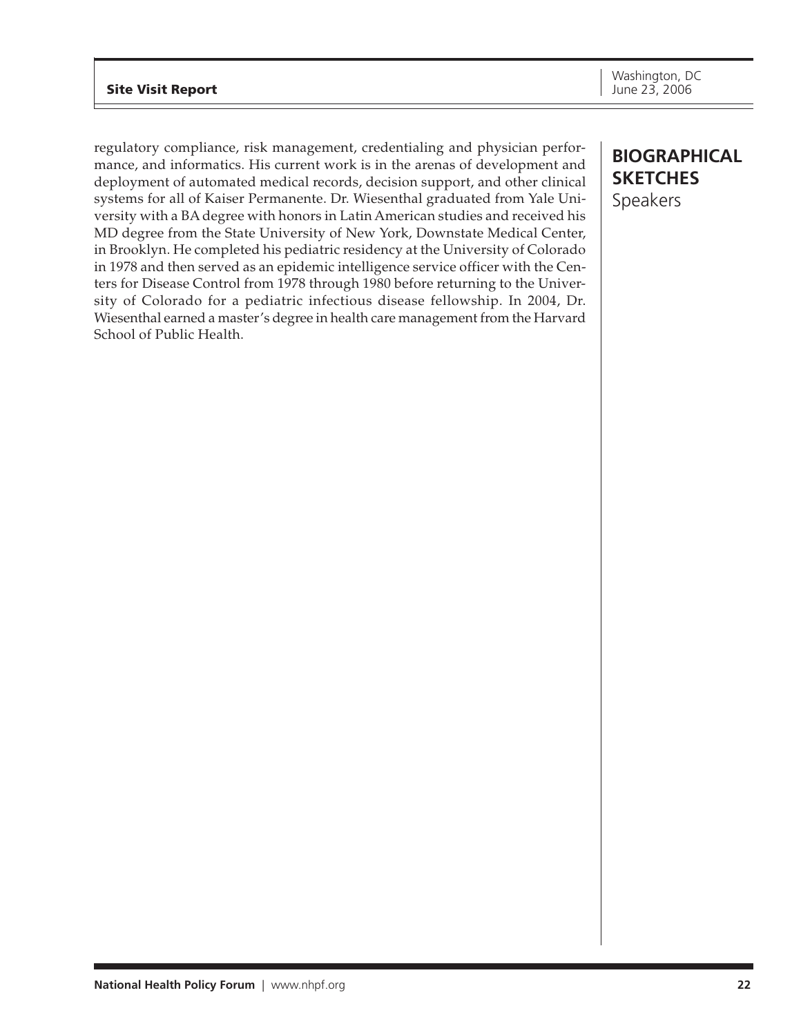regulatory compliance, risk management, credentialing and physician performance, and informatics. His current work is in the arenas of development and deployment of automated medical records, decision support, and other clinical systems for all of Kaiser Permanente. Dr. Wiesenthal graduated from Yale University with a BA degree with honors in Latin American studies and received his MD degree from the State University of New York, Downstate Medical Center, in Brooklyn. He completed his pediatric residency at the University of Colorado in 1978 and then served as an epidemic intelligence service officer with the Centers for Disease Control from 1978 through 1980 before returning to the University of Colorado for a pediatric infectious disease fellowship. In 2004, Dr. Wiesenthal earned a master's degree in health care management from the Harvard School of Public Health.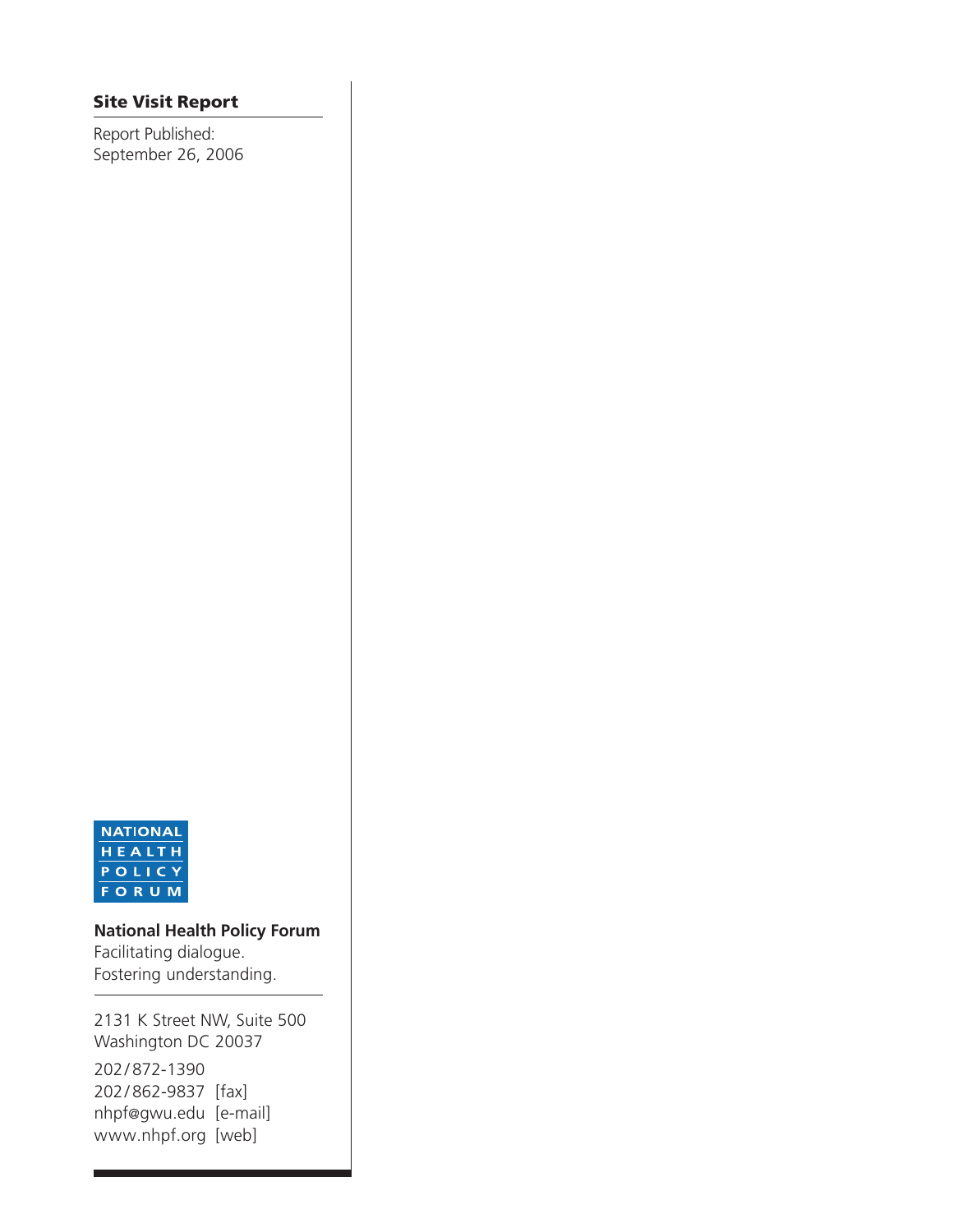**Site Visit Report**

Report Published:
September 26, 2006

NATIONAL
HEALTH
POLICY
FORUM

**National Health Policy Forum**
Facilitating dialogue.
Fostering understanding.

2131 K Street NW, Suite 500
Washington DC 20037

202/872-1390
202/862-9837 [fax]
nhpf@gwu.edu [e-mail]
www.nhpf.org [web]